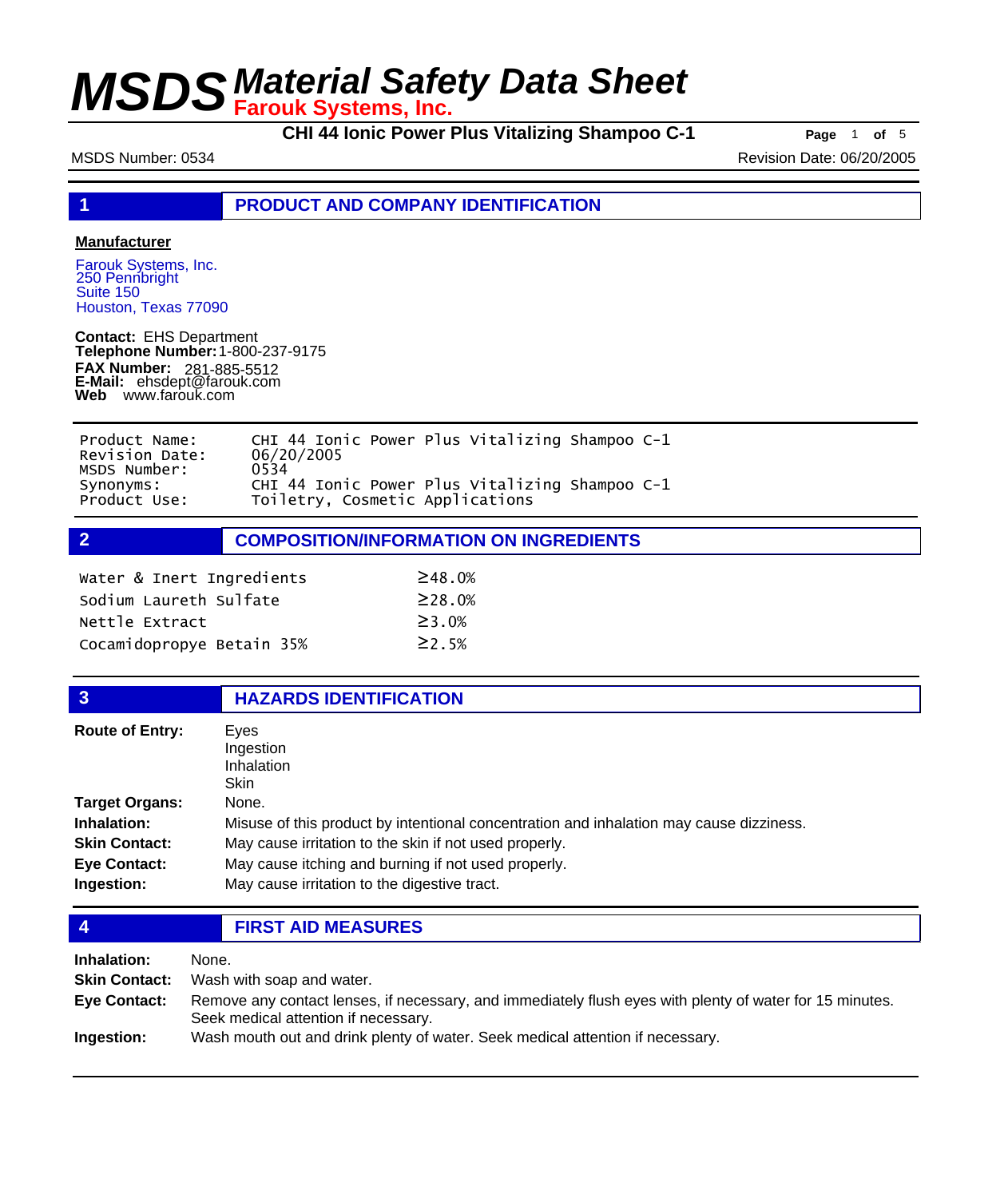# MSDS Material Safety Data Sheet
**Farouk Systems, Inc.**

**CHI 44 Ionic Power Plus Vitalizing Shampoo C-1**

MSDS Number: 0534    Revision Date: 06/20/2005

## 1 PRODUCT AND COMPANY IDENTIFICATION

**Manufacturer**

Farouk Systems, Inc.
250 Pennbright
Suite 150
Houston, Texas 77090

**Contact:** EHS Department
**Telephone Number:** 1-800-237-9175
**FAX Number:** 281-885-5512
**E-Mail:** ehsdept@farouk.com
**Web** www.farouk.com

| | |
|---|---|
| Product Name: | CHI 44 Ionic Power Plus Vitalizing Shampoo C-1 |
| Revision Date: | 06/20/2005 |
| MSDS Number: | 0534 |
| Synonyms: | CHI 44 Ionic Power Plus Vitalizing Shampoo C-1 |
| Product Use: | Toiletry, Cosmetic Applications |

## 2 COMPOSITION/INFORMATION ON INGREDIENTS

| | |
|---|---|
| Water & Inert Ingredients | ≥48.0% |
| Sodium Laureth Sulfate | ≥28.0% |
| Nettle Extract | ≥3.0% |
| Cocamidopropye Betain 35% | ≥2.5% |

## 3 HAZARDS IDENTIFICATION

**Route of Entry:** Eyes
Ingestion
Inhalation
Skin

**Target Organs:** None.

**Inhalation:** Misuse of this product by intentional concentration and inhalation may cause dizziness.

**Skin Contact:** May cause irritation to the skin if not used properly.

**Eye Contact:** May cause itching and burning if not used properly.

**Ingestion:** May cause irritation to the digestive tract.

## 4 FIRST AID MEASURES

**Inhalation:** None.

**Skin Contact:** Wash with soap and water.

**Eye Contact:** Remove any contact lenses, if necessary, and immediately flush eyes with plenty of water for 15 minutes. Seek medical attention if necessary.

**Ingestion:** Wash mouth out and drink plenty of water. Seek medical attention if necessary.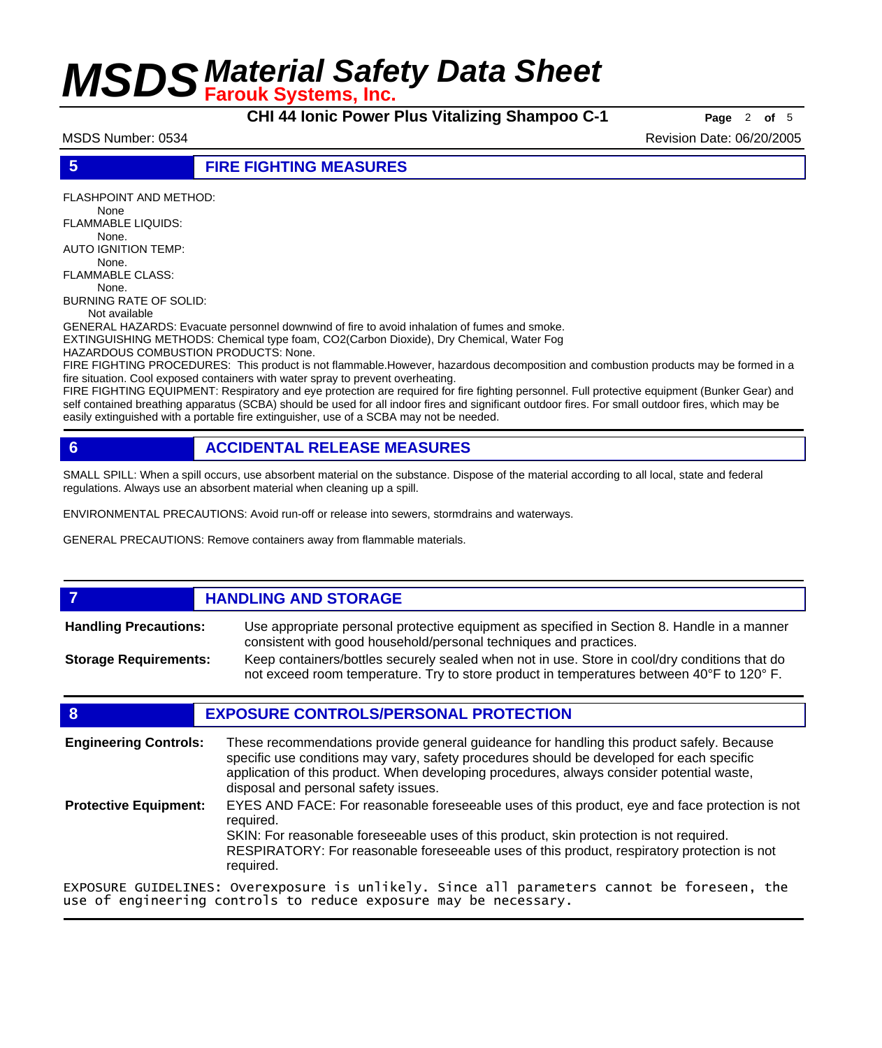## 5 FIRE FIGHTING MEASURES

FLASHPOINT AND METHOD:
None
FLAMMABLE LIQUIDS:
None.
AUTO IGNITION TEMP:
None.
FLAMMABLE CLASS:
None.
BURNING RATE OF SOLID:
Not available
GENERAL HAZARDS: Evacuate personnel downwind of fire to avoid inhalation of fumes and smoke.
EXTINGUISHING METHODS: Chemical type foam, CO2(Carbon Dioxide), Dry Chemical, Water Fog
HAZARDOUS COMBUSTION PRODUCTS: None.
FIRE FIGHTING PROCEDURES: This product is not flammable.However, hazardous decomposition and combustion products may be formed in a fire situation. Cool exposed containers with water spray to prevent overheating.
FIRE FIGHTING EQUIPMENT: Respiratory and eye protection are required for fire fighting personnel. Full protective equipment (Bunker Gear) and self contained breathing apparatus (SCBA) should be used for all indoor fires and significant outdoor fires. For small outdoor fires, which may be easily extinguished with a portable fire extinguisher, use of a SCBA may not be needed.

## 6 ACCIDENTAL RELEASE MEASURES

SMALL SPILL: When a spill occurs, use absorbent material on the substance. Dispose of the material according to all local, state and federal regulations. Always use an absorbent material when cleaning up a spill.

ENVIRONMENTAL PRECAUTIONS: Avoid run-off or release into sewers, stormdrains and waterways.

GENERAL PRECAUTIONS: Remove containers away from flammable materials.

## 7 HANDLING AND STORAGE

**Handling Precautions:** Use appropriate personal protective equipment as specified in Section 8. Handle in a manner consistent with good household/personal techniques and practices.

**Storage Requirements:** Keep containers/bottles securely sealed when not in use. Store in cool/dry conditions that do not exceed room temperature. Try to store product in temperatures between 40°F to 120° F.

## 8 EXPOSURE CONTROLS/PERSONAL PROTECTION

**Engineering Controls:** These recommendations provide general guideance for handling this product safely. Because specific use conditions may vary, safety procedures should be developed for each specific application of this product. When developing procedures, always consider potential waste, disposal and personal safety issues.

**Protective Equipment:** EYES AND FACE: For reasonable foreseeable uses of this product, eye and face protection is not required.
SKIN: For reasonable foreseeable uses of this product, skin protection is not required.
RESPIRATORY: For reasonable foreseeable uses of this product, respiratory protection is not required.

EXPOSURE GUIDELINES: Overexposure is unlikely. Since all parameters cannot be foreseen, the use of engineering controls to reduce exposure may be necessary.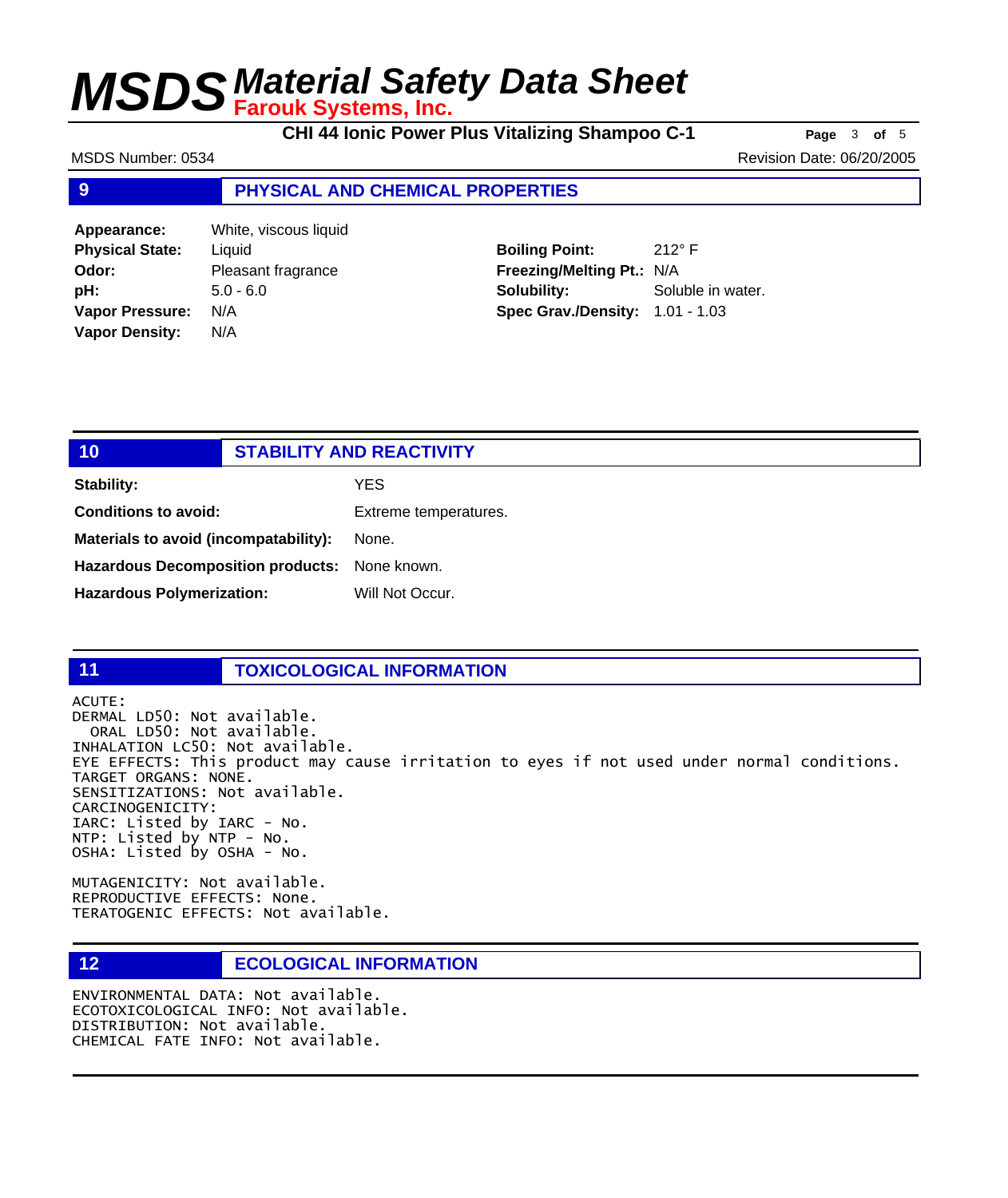## 9 PHYSICAL AND CHEMICAL PROPERTIES

**Appearance:** White, viscous liquid
**Physical State:** Liquid
**Odor:** Pleasant fragrance
**pH:** 5.0 - 6.0
**Vapor Pressure:** N/A
**Vapor Density:** N/A

**Boiling Point:** 212° F
**Freezing/Melting Pt.:** N/A
**Solubility:** Soluble in water.
**Spec Grav./Density:** 1.01 - 1.03

## 10 STABILITY AND REACTIVITY

**Stability:** YES

**Conditions to avoid:** Extreme temperatures.

**Materials to avoid (incompatability):** None.

**Hazardous Decomposition products:** None known.

**Hazardous Polymerization:** Will Not Occur.

## 11 TOXICOLOGICAL INFORMATION

```
ACUTE:
DERMAL LD50: Not available.
  ORAL LD50: Not available.
INHALATION LC50: Not available.
EYE EFFECTS: This product may cause irritation to eyes if not used under normal conditions.
TARGET ORGANS: NONE.
SENSITIZATIONS: Not available.
CARCINOGENICITY:
IARC: Listed by IARC - No.
NTP: Listed by NTP - No.
OSHA: Listed by OSHA - No.

MUTAGENICITY: Not available.
REPRODUCTIVE EFFECTS: None.
TERATOGENIC EFFECTS: Not available.
```

## 12 ECOLOGICAL INFORMATION

```
ENVIRONMENTAL DATA: Not available.
ECOTOXICOLOGICAL INFO: Not available.
DISTRIBUTION: Not available.
CHEMICAL FATE INFO: Not available.
```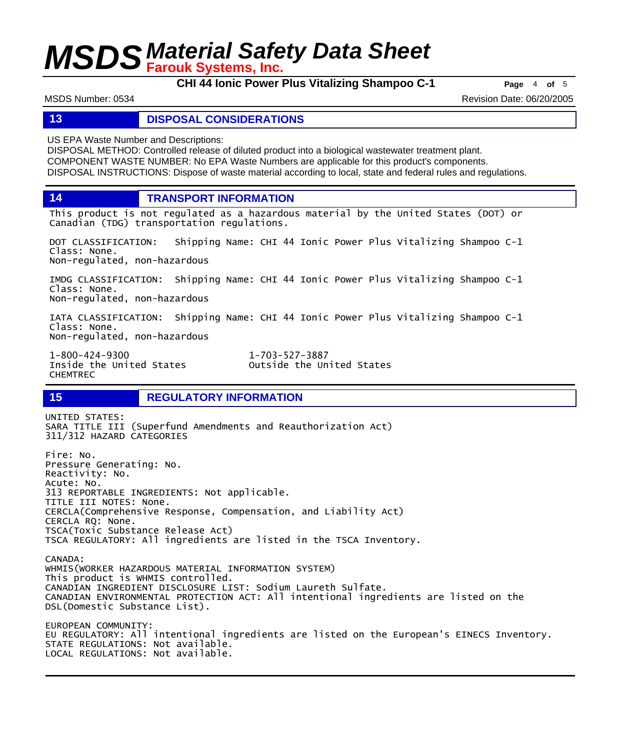## 13 DISPOSAL CONSIDERATIONS

US EPA Waste Number and Descriptions:
DISPOSAL METHOD: Controlled release of diluted product into a biological wastewater treatment plant.
COMPONENT WASTE NUMBER: No EPA Waste Numbers are applicable for this product's components.
DISPOSAL INSTRUCTIONS: Dispose of waste material according to local, state and federal rules and regulations.

## 14 TRANSPORT INFORMATION

This product is not regulated as a hazardous material by the United States (DOT) or Canadian (TDG) transportation regulations.

DOT CLASSIFICATION: Shipping Name: CHI 44 Ionic Power Plus Vitalizing Shampoo C-1
Class: None.
Non-regulated, non-hazardous

IMDG CLASSIFICATION: Shipping Name: CHI 44 Ionic Power Plus Vitalizing Shampoo C-1
Class: None.
Non-regulated, non-hazardous

IATA CLASSIFICATION: Shipping Name: CHI 44 Ionic Power Plus Vitalizing Shampoo C-1
Class: None.
Non-regulated, non-hazardous

1-800-424-9300
Inside the United States
CHEMTREC

1-703-527-3887
Outside the United States

## 15 REGULATORY INFORMATION

UNITED STATES:
SARA TITLE III (Superfund Amendments and Reauthorization Act)
311/312 HAZARD CATEGORIES

Fire: No.
Pressure Generating: No.
Reactivity: No.
Acute: No.
313 REPORTABLE INGREDIENTS: Not applicable.
TITLE III NOTES: None.
CERCLA(Comprehensive Response, Compensation, and Liability Act)
CERCLA RQ: None.
TSCA(Toxic Substance Release Act)
TSCA REGULATORY: All ingredients are listed in the TSCA Inventory.

CANADA:
WHMIS(WORKER HAZARDOUS MATERIAL INFORMATION SYSTEM)
This product is WHMIS controlled.
CANADIAN INGREDIENT DISCLOSURE LIST: Sodium Laureth Sulfate.
CANADIAN ENVIRONMENTAL PROTECTION ACT: All intentional ingredients are listed on the DSL(Domestic Substance List).

EUROPEAN COMMUNITY:
EU REGULATORY: All intentional ingredients are listed on the European's EINECS Inventory.
STATE REGULATIONS: Not available.
LOCAL REGULATIONS: Not available.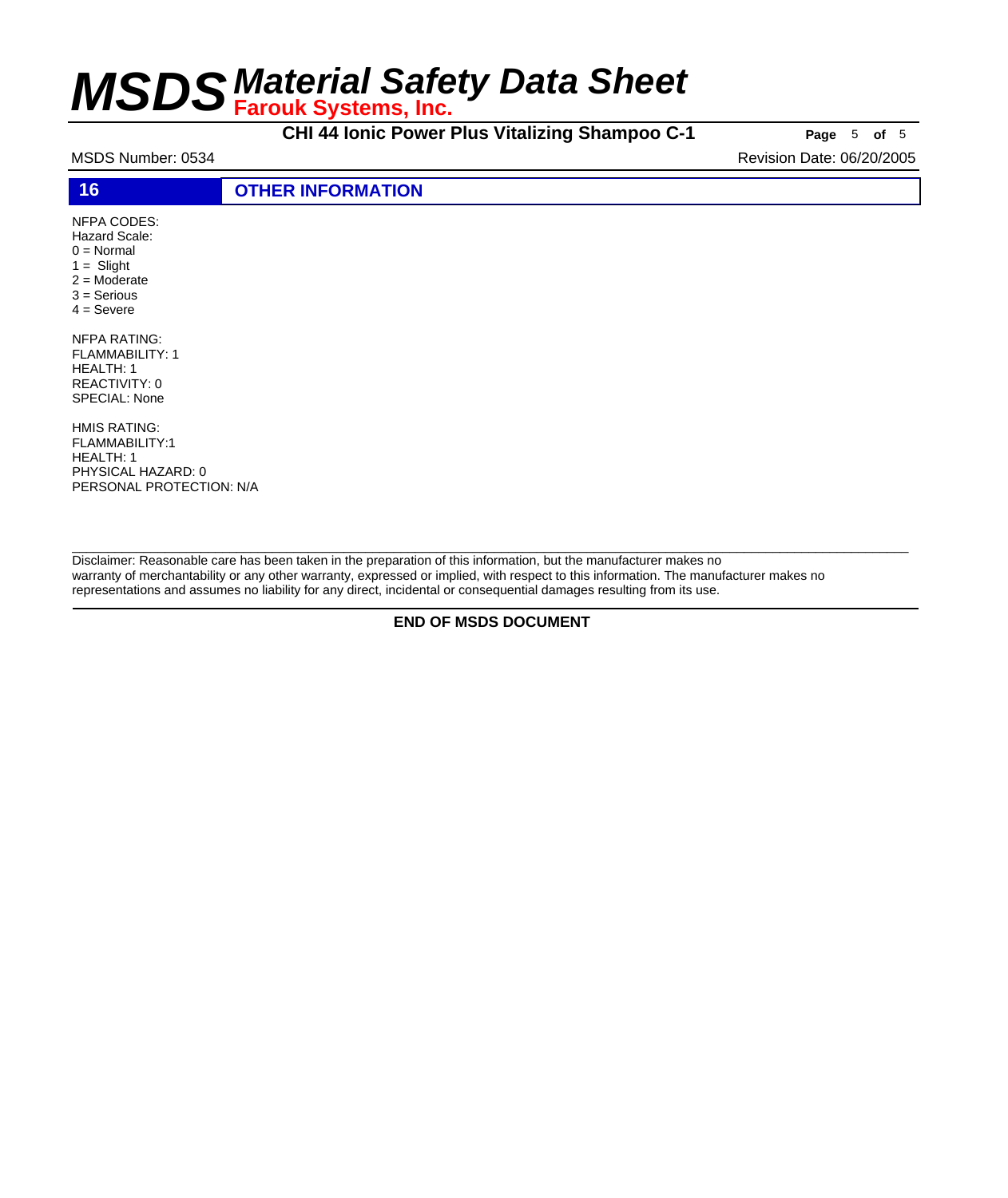# MSDS *Material Safety Data Sheet*

**Farouk Systems, Inc.**

**CHI 44 Ionic Power Plus Vitalizing Shampoo C-1**

MSDS Number: 0534 — Revision Date: 06/20/2005

## 16 OTHER INFORMATION

NFPA CODES:
Hazard Scale:
0 = Normal
1 = Slight
2 = Moderate
3 = Serious
4 = Severe

NFPA RATING:
FLAMMABILITY: 1
HEALTH: 1
REACTIVITY: 0
SPECIAL: None

HMIS RATING:
FLAMMABILITY:1
HEALTH: 1
PHYSICAL HAZARD: 0
PERSONAL PROTECTION: N/A

---

Disclaimer: Reasonable care has been taken in the preparation of this information, but the manufacturer makes no warranty of merchantability or any other warranty, expressed or implied, with respect to this information. The manufacturer makes no representations and assumes no liability for any direct, incidental or consequential damages resulting from its use.

---

**END OF MSDS DOCUMENT**